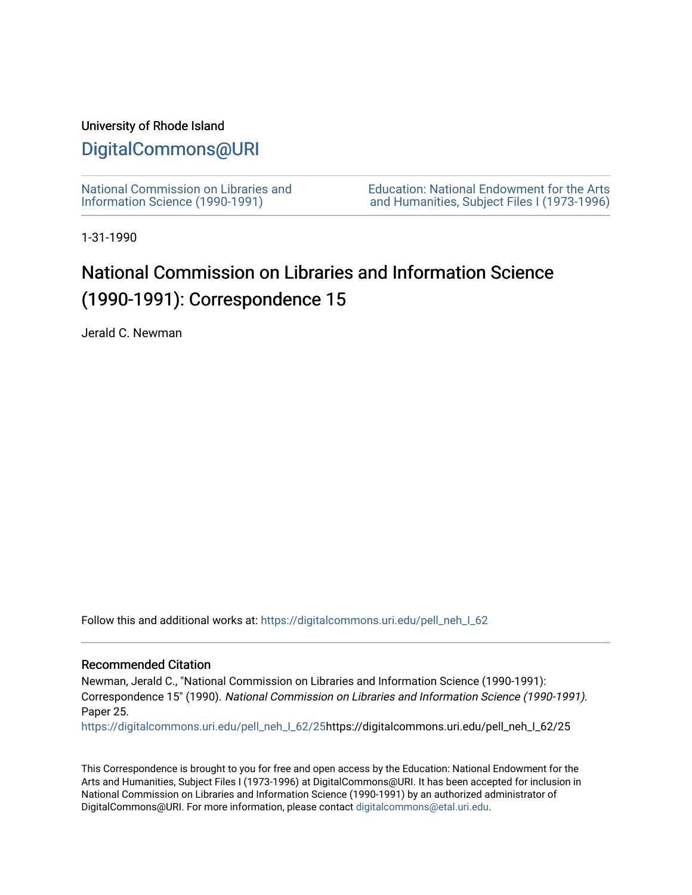University of Rhode Island

## DigitalCommons@URI

National Commission on Libraries and Information Science (1990-1991)

Education: National Endowment for the Arts and Humanities, Subject Files I (1973-1996)

1-31-1990

# National Commission on Libraries and Information Science (1990-1991): Correspondence 15

Jerald C. Newman

Follow this and additional works at: https://digitalcommons.uri.edu/pell_neh_I_62

### Recommended Citation

Newman, Jerald C., "National Commission on Libraries and Information Science (1990-1991): Correspondence 15" (1990). *National Commission on Libraries and Information Science (1990-1991).* Paper 25.
https://digitalcommons.uri.edu/pell_neh_I_62/25https://digitalcommons.uri.edu/pell_neh_I_62/25

This Correspondence is brought to you for free and open access by the Education: National Endowment for the Arts and Humanities, Subject Files I (1973-1996) at DigitalCommons@URI. It has been accepted for inclusion in National Commission on Libraries and Information Science (1990-1991) by an authorized administrator of DigitalCommons@URI. For more information, please contact digitalcommons@etal.uri.edu.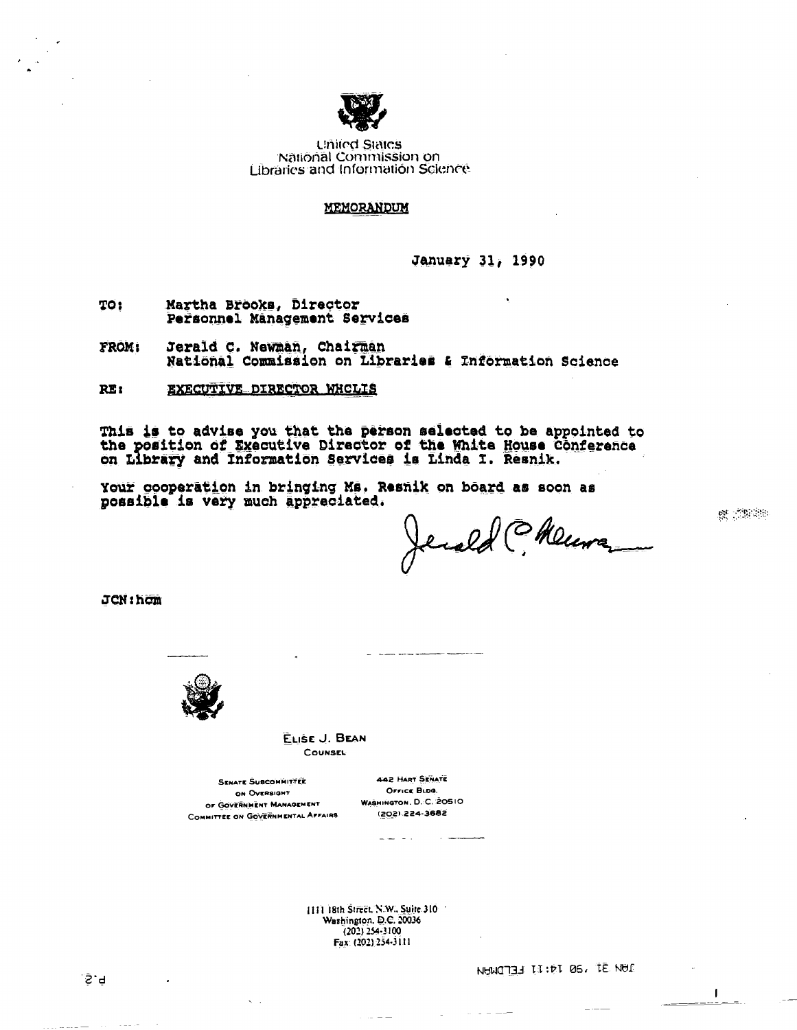United States
National Commission on
Libraries and Information Science

## MEMORANDUM

January 31, 1990

**TO:** Martha Brooks, Director
Personnel Management Services

**FROM:** Jerald C. Newman, Chairman
National Commission on Libraries & Information Science

**RE:** EXECUTIVE DIRECTOR WHCLIS

This is to advise you that the person selected to be appointed to the position of Executive Director of the White House Conference on Library and Information Services is Linda I. Resnik.

Your cooperation in bringing Ms. Resnik on board as soon as possible is very much appreciated.

Jerald C. Newman

JCN:hcm

---

ELISE J. BEAN
COUNSEL

SENATE SUBCOMMITTEE
ON OVERSIGHT
OF GOVERNMENT MANAGEMENT
COMMITTEE ON GOVERNMENTAL AFFAIRS

442 HART SENATE
OFFICE BLDG.
WASHINGTON, D. C. 20510
(202) 224-3682

---

1111 18th Street, N.W., Suite 310
Washington, D.C. 20036
(202) 254-3100
Fax: (202) 254-3111

JAN 31 '90 14:11 FELDMAN